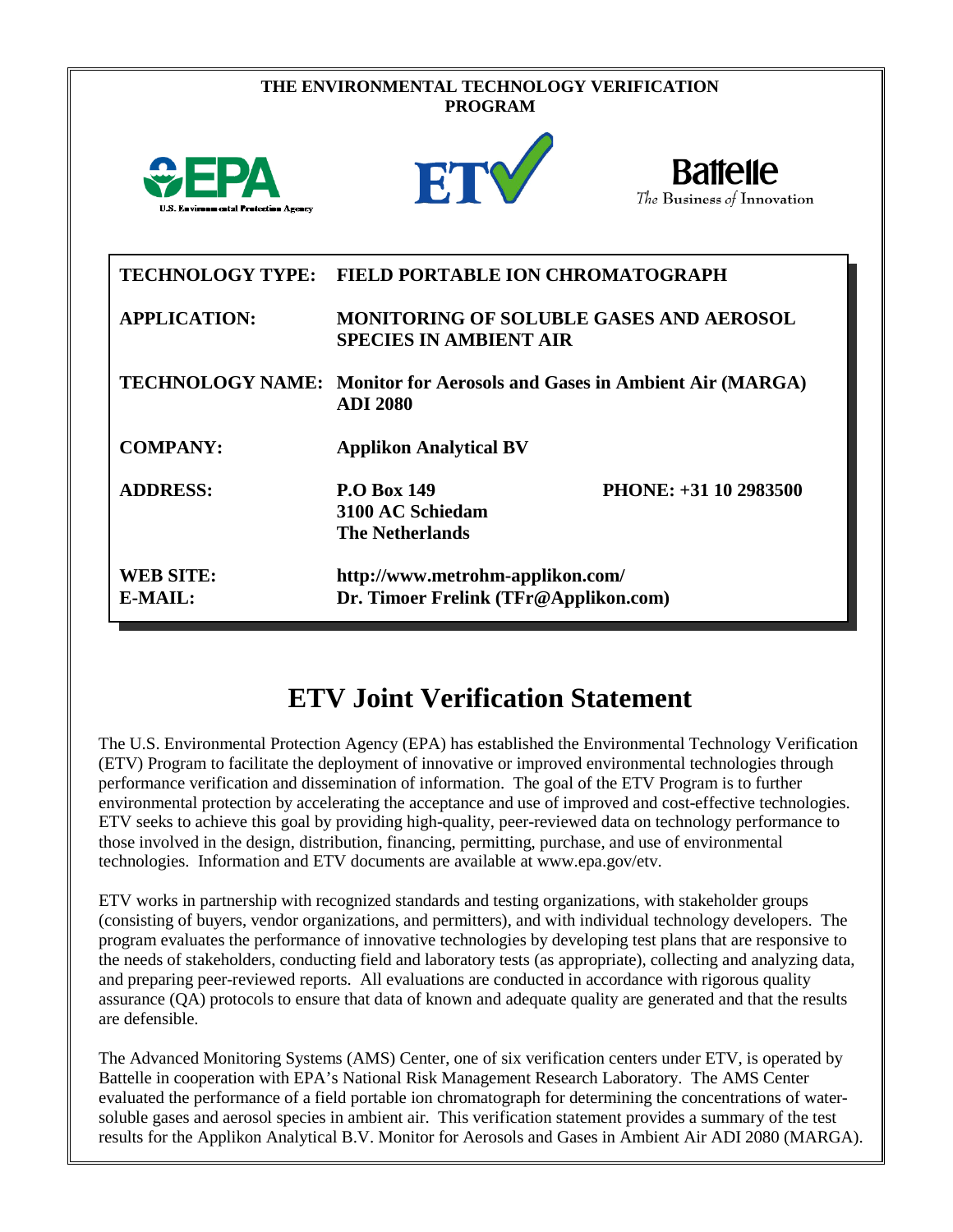**THE ENVIRONMENTAL TECHNOLOGY VERIFICATION PROGRAM**

| | | |
|---|---|---|
| **TECHNOLOGY TYPE:** | **FIELD PORTABLE ION CHROMATOGRAPH** | |
| **APPLICATION:** | **MONITORING OF SOLUBLE GASES AND AEROSOL SPECIES IN AMBIENT AIR** | |
| **TECHNOLOGY NAME:** | **Monitor for Aerosols and Gases in Ambient Air (MARGA) ADI 2080** | |
| **COMPANY:** | **Applikon Analytical BV** | |
| **ADDRESS:** | **P.O Box 149**<br>**3100 AC Schiedam**<br>**The Netherlands** | **PHONE: +31 10 2983500** |
| **WEB SITE:** | **http://www.metrohm-applikon.com/** | |
| **E-MAIL:** | **Dr. Timoer Frelink (TFr@Applikon.com)** | |

# ETV Joint Verification Statement

The U.S. Environmental Protection Agency (EPA) has established the Environmental Technology Verification (ETV) Program to facilitate the deployment of innovative or improved environmental technologies through performance verification and dissemination of information. The goal of the ETV Program is to further environmental protection by accelerating the acceptance and use of improved and cost-effective technologies. ETV seeks to achieve this goal by providing high-quality, peer-reviewed data on technology performance to those involved in the design, distribution, financing, permitting, purchase, and use of environmental technologies. Information and ETV documents are available at www.epa.gov/etv.

ETV works in partnership with recognized standards and testing organizations, with stakeholder groups (consisting of buyers, vendor organizations, and permitters), and with individual technology developers. The program evaluates the performance of innovative technologies by developing test plans that are responsive to the needs of stakeholders, conducting field and laboratory tests (as appropriate), collecting and analyzing data, and preparing peer-reviewed reports. All evaluations are conducted in accordance with rigorous quality assurance (QA) protocols to ensure that data of known and adequate quality are generated and that the results are defensible.

The Advanced Monitoring Systems (AMS) Center, one of six verification centers under ETV, is operated by Battelle in cooperation with EPA's National Risk Management Research Laboratory. The AMS Center evaluated the performance of a field portable ion chromatograph for determining the concentrations of water-soluble gases and aerosol species in ambient air. This verification statement provides a summary of the test results for the Applikon Analytical B.V. Monitor for Aerosols and Gases in Ambient Air ADI 2080 (MARGA).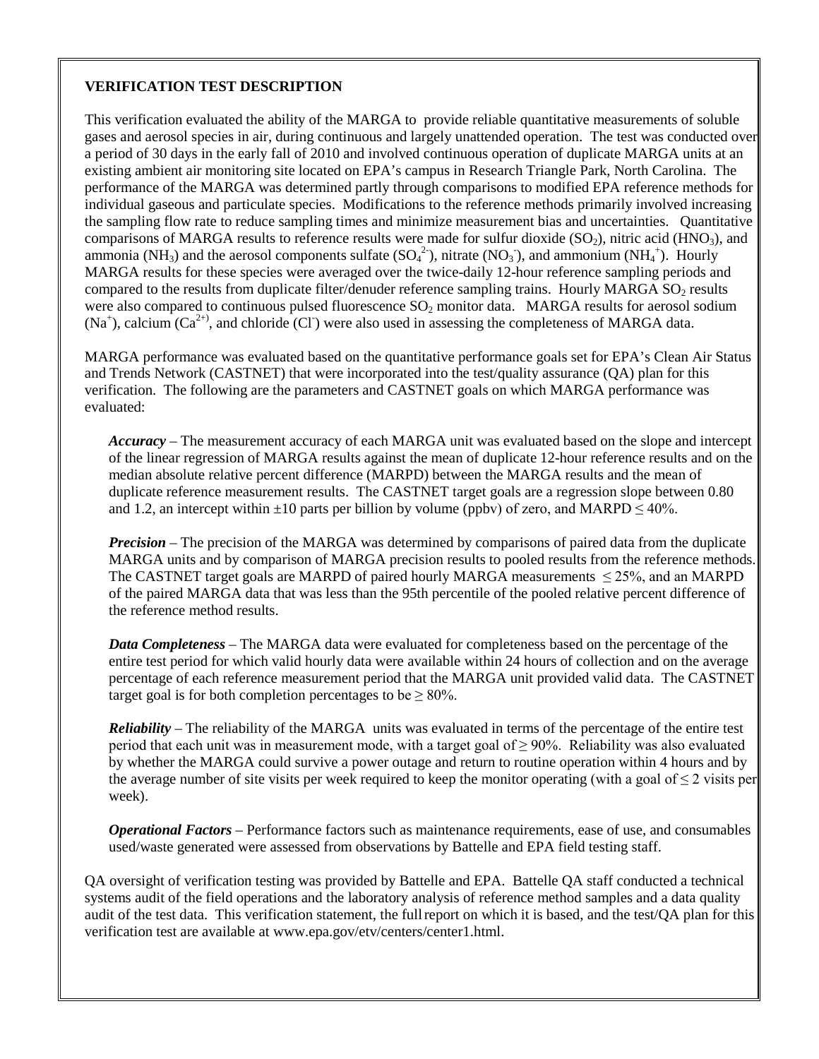**VERIFICATION TEST DESCRIPTION**

This verification evaluated the ability of the MARGA to provide reliable quantitative measurements of soluble gases and aerosol species in air, during continuous and largely unattended operation. The test was conducted over a period of 30 days in the early fall of 2010 and involved continuous operation of duplicate MARGA units at an existing ambient air monitoring site located on EPA's campus in Research Triangle Park, North Carolina. The performance of the MARGA was determined partly through comparisons to modified EPA reference methods for individual gaseous and particulate species. Modifications to the reference methods primarily involved increasing the sampling flow rate to reduce sampling times and minimize measurement bias and uncertainties. Quantitative comparisons of MARGA results to reference results were made for sulfur dioxide ($SO_2$), nitric acid ($HNO_3$), and ammonia ($NH_3$) and the aerosol components sulfate ($SO_4^{2-}$), nitrate ($NO_3^-$), and ammonium ($NH_4^+$). Hourly MARGA results for these species were averaged over the twice-daily 12-hour reference sampling periods and compared to the results from duplicate filter/denuder reference sampling trains. Hourly MARGA $SO_2$ results were also compared to continuous pulsed fluorescence $SO_2$ monitor data. MARGA results for aerosol sodium ($Na^+$), calcium ($Ca^{2+}$), and chloride ($Cl^-$) were also used in assessing the completeness of MARGA data.

MARGA performance was evaluated based on the quantitative performance goals set for EPA's Clean Air Status and Trends Network (CASTNET) that were incorporated into the test/quality assurance (QA) plan for this verification. The following are the parameters and CASTNET goals on which MARGA performance was evaluated:

***Accuracy*** – The measurement accuracy of each MARGA unit was evaluated based on the slope and intercept of the linear regression of MARGA results against the mean of duplicate 12-hour reference results and on the median absolute relative percent difference (MARPD) between the MARGA results and the mean of duplicate reference measurement results. The CASTNET target goals are a regression slope between 0.80 and 1.2, an intercept within ±10 parts per billion by volume (ppbv) of zero, and MARPD ≤ 40%.

***Precision*** – The precision of the MARGA was determined by comparisons of paired data from the duplicate MARGA units and by comparison of MARGA precision results to pooled results from the reference methods. The CASTNET target goals are MARPD of paired hourly MARGA measurements ≤ 25%, and an MARPD of the paired MARGA data that was less than the 95th percentile of the pooled relative percent difference of the reference method results.

***Data Completeness*** – The MARGA data were evaluated for completeness based on the percentage of the entire test period for which valid hourly data were available within 24 hours of collection and on the average percentage of each reference measurement period that the MARGA unit provided valid data. The CASTNET target goal is for both completion percentages to be ≥ 80%.

***Reliability*** – The reliability of the MARGA units was evaluated in terms of the percentage of the entire test period that each unit was in measurement mode, with a target goal of ≥ 90%. Reliability was also evaluated by whether the MARGA could survive a power outage and return to routine operation within 4 hours and by the average number of site visits per week required to keep the monitor operating (with a goal of ≤ 2 visits per week).

***Operational Factors*** – Performance factors such as maintenance requirements, ease of use, and consumables used/waste generated were assessed from observations by Battelle and EPA field testing staff.

QA oversight of verification testing was provided by Battelle and EPA. Battelle QA staff conducted a technical systems audit of the field operations and the laboratory analysis of reference method samples and a data quality audit of the test data. This verification statement, the full report on which it is based, and the test/QA plan for this verification test are available at www.epa.gov/etv/centers/center1.html.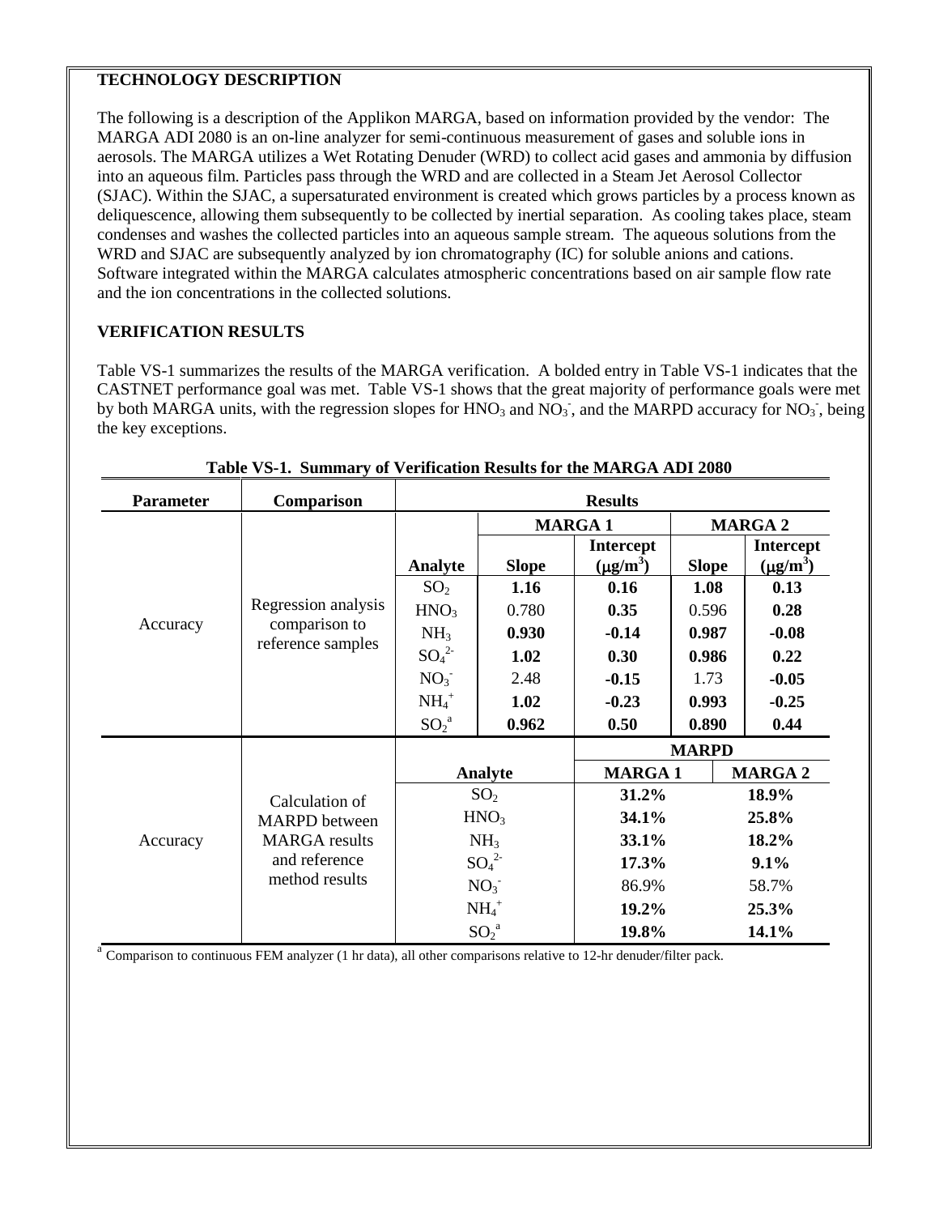**TECHNOLOGY DESCRIPTION**

The following is a description of the Applikon MARGA, based on information provided by the vendor: The MARGA ADI 2080 is an on-line analyzer for semi-continuous measurement of gases and soluble ions in aerosols. The MARGA utilizes a Wet Rotating Denuder (WRD) to collect acid gases and ammonia by diffusion into an aqueous film. Particles pass through the WRD and are collected in a Steam Jet Aerosol Collector (SJAC). Within the SJAC, a supersaturated environment is created which grows particles by a process known as deliquescence, allowing them subsequently to be collected by inertial separation. As cooling takes place, steam condenses and washes the collected particles into an aqueous sample stream. The aqueous solutions from the WRD and SJAC are subsequently analyzed by ion chromatography (IC) for soluble anions and cations. Software integrated within the MARGA calculates atmospheric concentrations based on air sample flow rate and the ion concentrations in the collected solutions.

**VERIFICATION RESULTS**

Table VS-1 summarizes the results of the MARGA verification. A bolded entry in Table VS-1 indicates that the CASTNET performance goal was met. Table VS-1 shows that the great majority of performance goals were met by both MARGA units, with the regression slopes for $HNO_3$ and $NO_3^-$, and the MARPD accuracy for $NO_3^-$, being the key exceptions.

**Table VS-1. Summary of Verification Results for the MARGA ADI 2080**

| Parameter | Comparison | Results | | | | |
|---|---|---|---|---|---|---|
| | | | MARGA 1 | | MARGA 2 | |
| | | Analyte | Slope | Intercept ($\mu g/m^3$) | Slope | Intercept ($\mu g/m^3$) |
| Accuracy | Regression analysis comparison to reference samples | $SO_2$ | **1.16** | **0.16** | **1.08** | **0.13** |
| | | $HNO_3$ | 0.780 | **0.35** | 0.596 | **0.28** |
| | | $NH_3$ | **0.930** | **-0.14** | **0.987** | **-0.08** |
| | | $SO_4^{2-}$ | **1.02** | **0.30** | **0.986** | **0.22** |
| | | $NO_3^-$ | 2.48 | **-0.15** | 1.73 | **-0.05** |
| | | $NH_4^+$ | **1.02** | **-0.23** | **0.993** | **-0.25** |
| | | $SO_2$[a] | **0.962** | **0.50** | **0.890** | **0.44** |

| Parameter | Comparison | Analyte | MARPD MARGA 1 | MARPD MARGA 2 |
|---|---|---|---|---|
| Accuracy | Calculation of MARPD between MARGA results and reference method results | $SO_2$ | **31.2%** | **18.9%** |
| | | $HNO_3$ | **34.1%** | **25.8%** |
| | | $NH_3$ | **33.1%** | **18.2%** |
| | | $SO_4^{2-}$ | **17.3%** | **9.1%** |
| | | $NO_3^-$ | 86.9% | 58.7% |
| | | $NH_4^+$ | **19.2%** | **25.3%** |
| | | $SO_2$[a] | **19.8%** | **14.1%** |

[a] Comparison to continuous FEM analyzer (1 hr data), all other comparisons relative to 12-hr denuder/filter pack.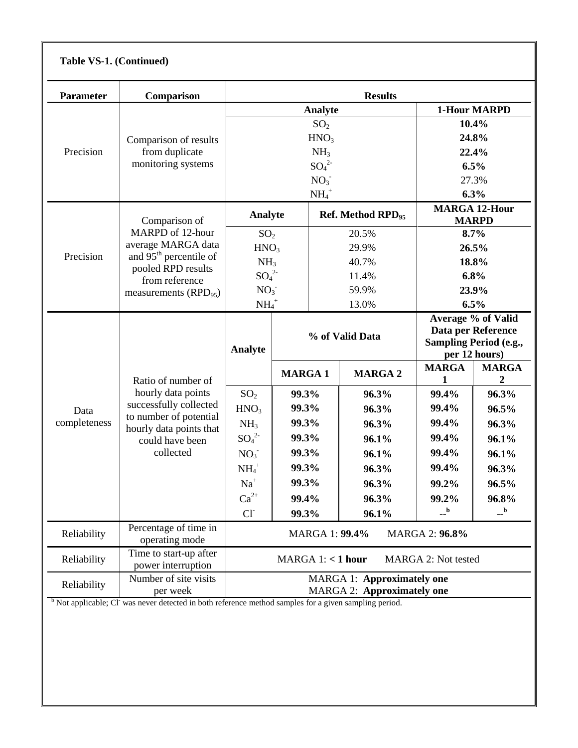**Table VS-1. (Continued)**

| Parameter | Comparison | Results | | | | |
|---|---|---|---|---|---|---|
| Precision | Comparison of results from duplicate monitoring systems | **Analyte** | | | **1-Hour MARPD** | |
| | | $SO_2$ | | | **10.4%** | |
| | | $HNO_3$ | | | **24.8%** | |
| | | $NH_3$ | | | **22.4%** | |
| | | $SO_4^{2-}$ | | | **6.5%** | |
| | | $NO_3^-$ | | | 27.3% | |
| | | $NH_4^+$ | | | **6.3%** | |
| Precision | Comparison of MARPD of 12-hour average MARGA data and 95[th] percentile of pooled RPD results from reference measurements ($RPD_{95}$) | **Analyte** | **Ref. Method $RPD_{95}$** | | **MARGA 12-Hour MARPD** | |
| | | $SO_2$ | 20.5% | | **8.7%** | |
| | | $HNO_3$ | 29.9% | | **26.5%** | |
| | | $NH_3$ | 40.7% | | **18.8%** | |
| | | $SO_4^{2-}$ | 11.4% | | **6.8%** | |
| | | $NO_3^-$ | 59.9% | | **23.9%** | |
| | | $NH_4^+$ | 13.0% | | **6.5%** | |
| Data completeness | Ratio of number of hourly data points successfully collected to number of potential hourly data points that could have been collected | **Analyte** | **% of Valid Data** | | **Average % of Valid Data per Reference Sampling Period (e.g., per 12 hours)** | |
| | | | **MARGA 1** | **MARGA 2** | **MARGA 1** | **MARGA 2** |
| | | $SO_2$ | **99.3%** | **96.3%** | **99.4%** | **96.3%** |
| | | $HNO_3$ | **99.3%** | **96.3%** | **99.4%** | **96.5%** |
| | | $NH_3$ | **99.3%** | **96.3%** | **99.4%** | **96.3%** |
| | | $SO_4^{2-}$ | **99.3%** | **96.1%** | **99.4%** | **96.1%** |
| | | $NO_3^-$ | **99.3%** | **96.1%** | **99.4%** | **96.1%** |
| | | $NH_4^+$ | **99.3%** | **96.3%** | **99.4%** | **96.3%** |
| | | $Na^+$ | **99.3%** | **96.3%** | **99.2%** | **96.5%** |
| | | $Ca^{2+}$ | **99.4%** | **96.3%** | **99.2%** | **96.8%** |
| | | $Cl^-$ | **99.3%** | **96.1%** | --[b] | --[b] |
| Reliability | Percentage of time in operating mode | MARGA 1: **99.4%** MARGA 2: **96.8%** | | | | |
| Reliability | Time to start-up after power interruption | MARGA 1: **< 1 hour** MARGA 2: Not tested | | | | |
| Reliability | Number of site visits per week | MARGA 1: **Approximately one** MARGA 2: **Approximately one** | | | | |

[b] Not applicable; $Cl^-$ was never detected in both reference method samples for a given sampling period.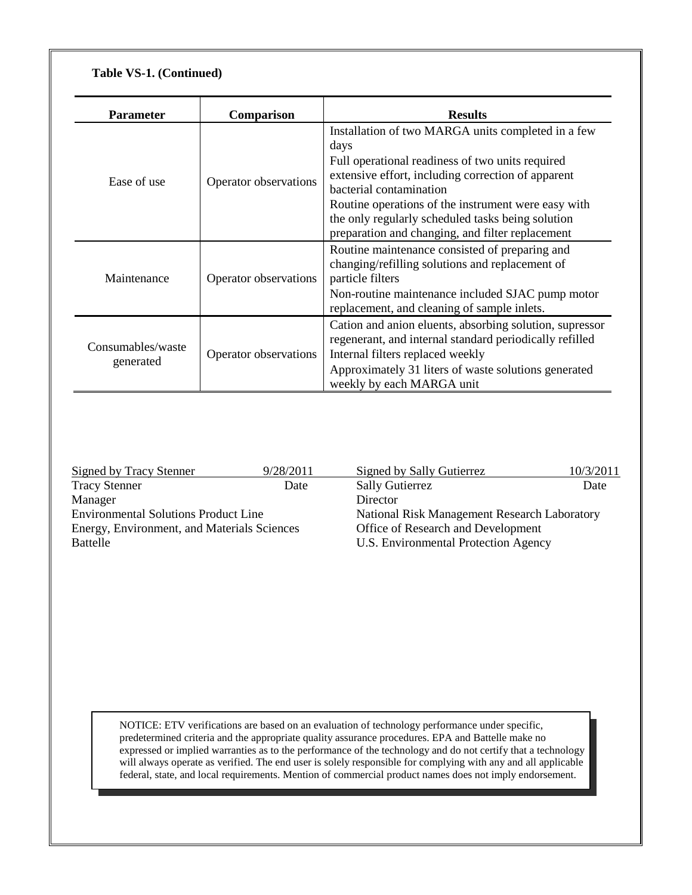**Table VS-1. (Continued)**

| Parameter | Comparison | Results |
|---|---|---|
| Ease of use | Operator observations | Installation of two MARGA units completed in a few days<br>Full operational readiness of two units required extensive effort, including correction of apparent bacterial contamination<br>Routine operations of the instrument were easy with the only regularly scheduled tasks being solution preparation and changing, and filter replacement |
| Maintenance | Operator observations | Routine maintenance consisted of preparing and changing/refilling solutions and replacement of particle filters<br>Non-routine maintenance included SJAC pump motor replacement, and cleaning of sample inlets. |
| Consumables/waste generated | Operator observations | Cation and anion eluents, absorbing solution, supressor regenerant, and internal standard periodically refilled<br>Internal filters replaced weekly<br>Approximately 31 liters of waste solutions generated weekly by each MARGA unit |

Signed by Tracy Stenner 9/28/2011
Tracy Stenner Date
Manager
Environmental Solutions Product Line
Energy, Environment, and Materials Sciences
Battelle

Signed by Sally Gutierrez 10/3/2011
Sally Gutierrez Date
Director
National Risk Management Research Laboratory
Office of Research and Development
U.S. Environmental Protection Agency

NOTICE: ETV verifications are based on an evaluation of technology performance under specific, predetermined criteria and the appropriate quality assurance procedures. EPA and Battelle make no expressed or implied warranties as to the performance of the technology and do not certify that a technology will always operate as verified. The end user is solely responsible for complying with any and all applicable federal, state, and local requirements. Mention of commercial product names does not imply endorsement.